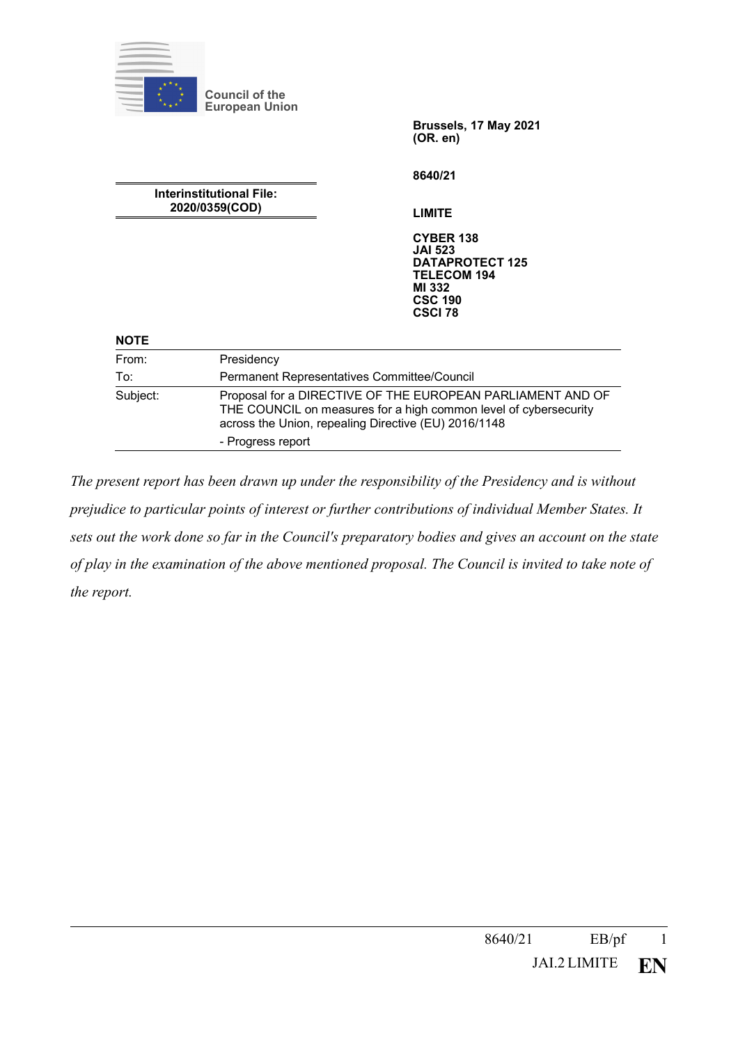Council of the European Union

Brussels, 17 May 2021
(OR. en)

8640/21

**Interinstitutional File:**
**2020/0359(COD)**

**LIMITE**

**CYBER 138**
**JAI 523**
**DATAPROTECT 125**
**TELECOM 194**
**MI 332**
**CSC 190**
**CSCI 78**

**NOTE**

| | |
|---|---|
| From: | Presidency |
| To: | Permanent Representatives Committee/Council |
| Subject: | Proposal for a DIRECTIVE OF THE EUROPEAN PARLIAMENT AND OF THE COUNCIL on measures for a high common level of cybersecurity across the Union, repealing Directive (EU) 2016/1148<br>- Progress report |

*The present report has been drawn up under the responsibility of the Presidency and is without prejudice to particular points of interest or further contributions of individual Member States. It sets out the work done so far in the Council's preparatory bodies and gives an account on the state of play in the examination of the above mentioned proposal. The Council is invited to take note of the report.*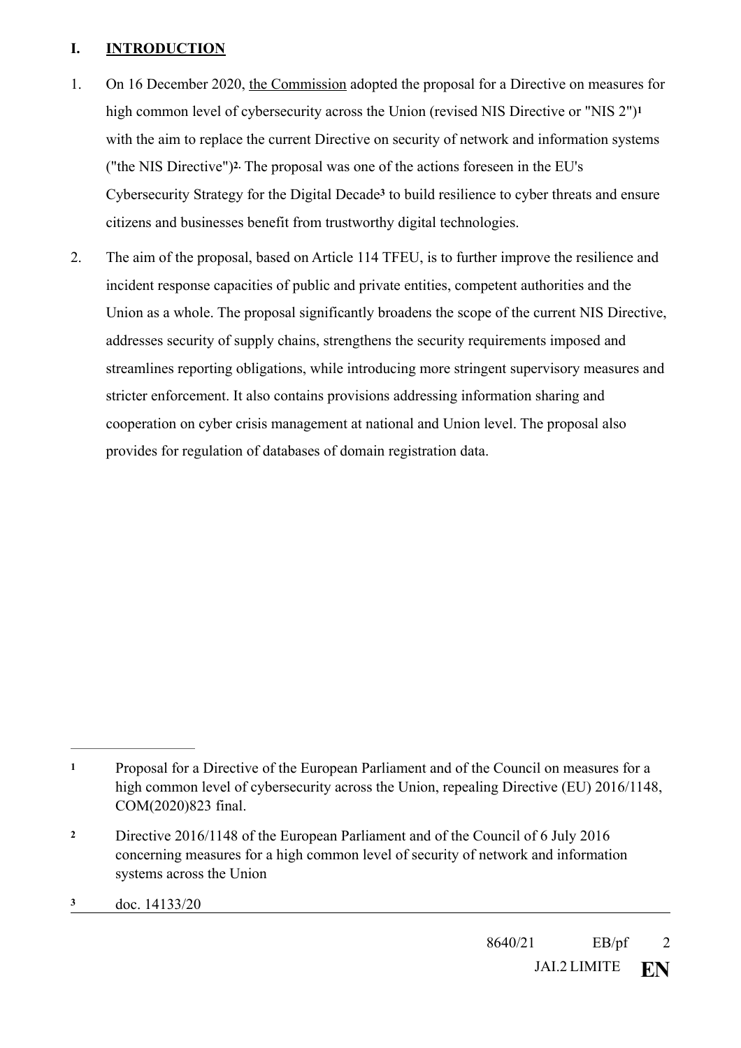## I. INTRODUCTION

1. On 16 December 2020, the Commission adopted the proposal for a Directive on measures for high common level of cybersecurity across the Union (revised NIS Directive or "NIS 2")[1] with the aim to replace the current Directive on security of network and information systems ("the NIS Directive")[2]. The proposal was one of the actions foreseen in the EU's Cybersecurity Strategy for the Digital Decade[3] to build resilience to cyber threats and ensure citizens and businesses benefit from trustworthy digital technologies.

2. The aim of the proposal, based on Article 114 TFEU, is to further improve the resilience and incident response capacities of public and private entities, competent authorities and the Union as a whole. The proposal significantly broadens the scope of the current NIS Directive, addresses security of supply chains, strengthens the security requirements imposed and streamlines reporting obligations, while introducing more stringent supervisory measures and stricter enforcement. It also contains provisions addressing information sharing and cooperation on cyber crisis management at national and Union level. The proposal also provides for regulation of databases of domain registration data.

---

[1] Proposal for a Directive of the European Parliament and of the Council on measures for a high common level of cybersecurity across the Union, repealing Directive (EU) 2016/1148, COM(2020)823 final.

[2] Directive 2016/1148 of the European Parliament and of the Council of 6 July 2016 concerning measures for a high common level of security of network and information systems across the Union

[3] doc. 14133/20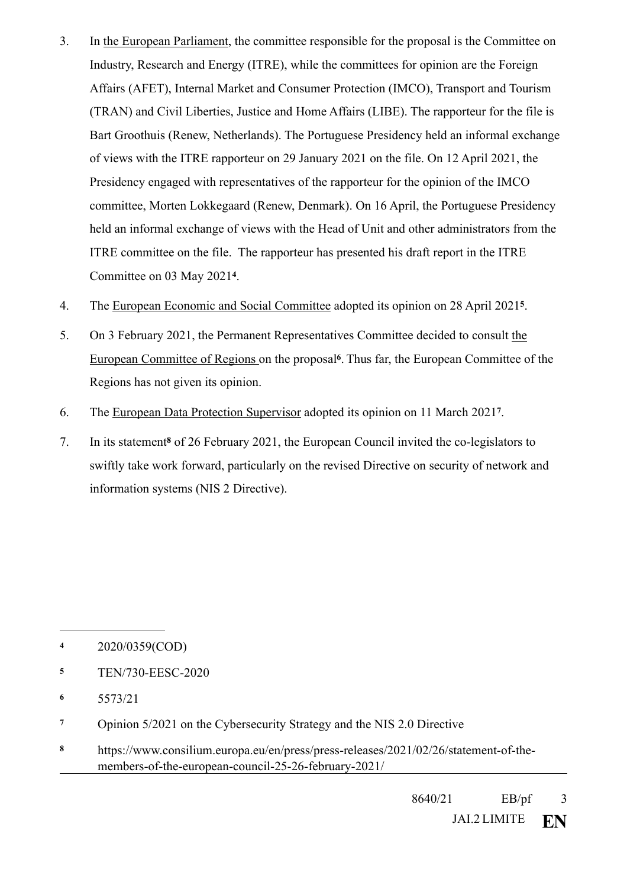3. In the European Parliament, the committee responsible for the proposal is the Committee on Industry, Research and Energy (ITRE), while the committees for opinion are the Foreign Affairs (AFET), Internal Market and Consumer Protection (IMCO), Transport and Tourism (TRAN) and Civil Liberties, Justice and Home Affairs (LIBE). The rapporteur for the file is Bart Groothuis (Renew, Netherlands). The Portuguese Presidency held an informal exchange of views with the ITRE rapporteur on 29 January 2021 on the file. On 12 April 2021, the Presidency engaged with representatives of the rapporteur for the opinion of the IMCO committee, Morten Lokkegaard (Renew, Denmark). On 16 April, the Portuguese Presidency held an informal exchange of views with the Head of Unit and other administrators from the ITRE committee on the file. The rapporteur has presented his draft report in the ITRE Committee on 03 May 2021[4].

4. The European Economic and Social Committee adopted its opinion on 28 April 2021[5].

5. On 3 February 2021, the Permanent Representatives Committee decided to consult the European Committee of Regions on the proposal[6]. Thus far, the European Committee of the Regions has not given its opinion.

6. The European Data Protection Supervisor adopted its opinion on 11 March 2021[7].

7. In its statement[8] of 26 February 2021, the European Council invited the co-legislators to swiftly take work forward, particularly on the revised Directive on security of network and information systems (NIS 2 Directive).

---

[4] 2020/0359(COD)

[5] TEN/730-EESC-2020

[6] 5573/21

[7] Opinion 5/2021 on the Cybersecurity Strategy and the NIS 2.0 Directive

[8] https://www.consilium.europa.eu/en/press/press-releases/2021/02/26/statement-of-the-members-of-the-european-council-25-26-february-2021/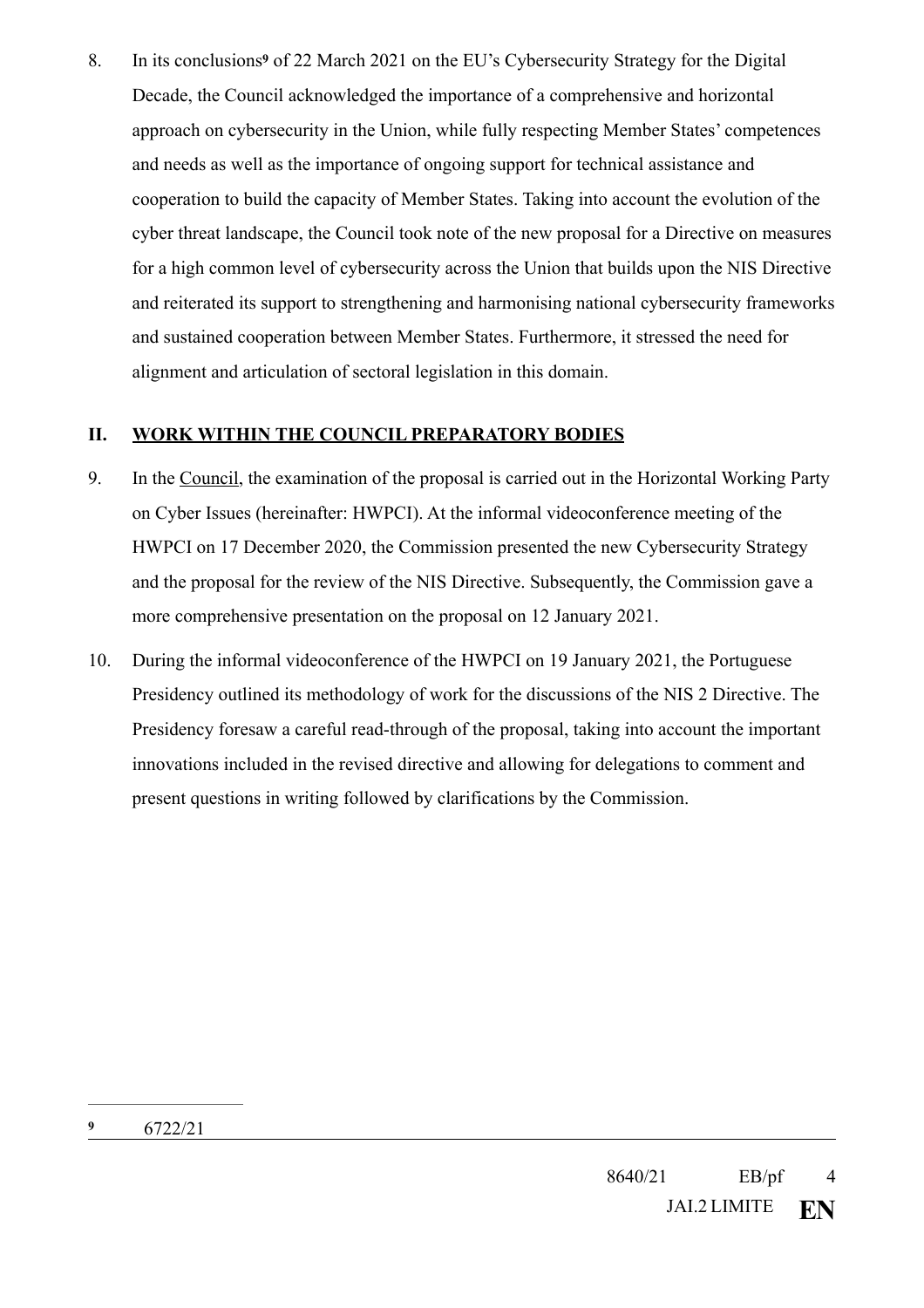8. In its conclusions[9] of 22 March 2021 on the EU's Cybersecurity Strategy for the Digital Decade, the Council acknowledged the importance of a comprehensive and horizontal approach on cybersecurity in the Union, while fully respecting Member States' competences and needs as well as the importance of ongoing support for technical assistance and cooperation to build the capacity of Member States. Taking into account the evolution of the cyber threat landscape, the Council took note of the new proposal for a Directive on measures for a high common level of cybersecurity across the Union that builds upon the NIS Directive and reiterated its support to strengthening and harmonising national cybersecurity frameworks and sustained cooperation between Member States. Furthermore, it stressed the need for alignment and articulation of sectoral legislation in this domain.

## II. WORK WITHIN THE COUNCIL PREPARATORY BODIES

9. In the Council, the examination of the proposal is carried out in the Horizontal Working Party on Cyber Issues (hereinafter: HWPCI). At the informal videoconference meeting of the HWPCI on 17 December 2020, the Commission presented the new Cybersecurity Strategy and the proposal for the review of the NIS Directive. Subsequently, the Commission gave a more comprehensive presentation on the proposal on 12 January 2021.

10. During the informal videoconference of the HWPCI on 19 January 2021, the Portuguese Presidency outlined its methodology of work for the discussions of the NIS 2 Directive. The Presidency foresaw a careful read-through of the proposal, taking into account the important innovations included in the revised directive and allowing for delegations to comment and present questions in writing followed by clarifications by the Commission.

---

[9] 6722/21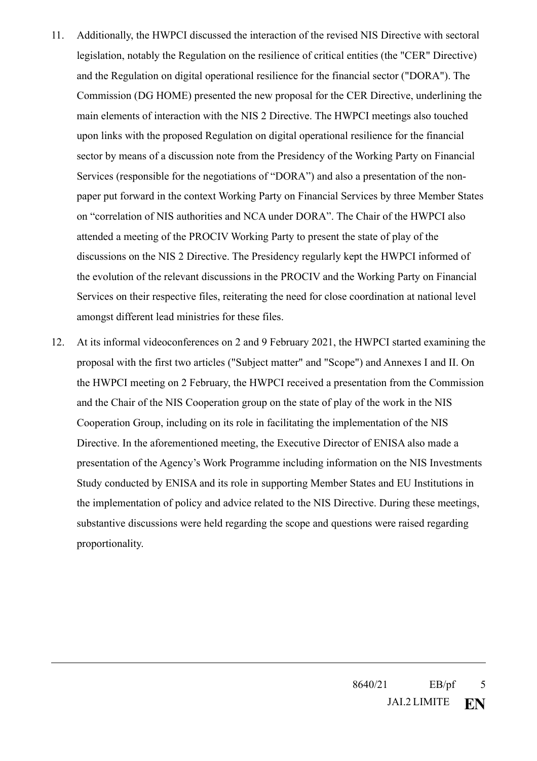11. Additionally, the HWPCI discussed the interaction of the revised NIS Directive with sectoral legislation, notably the Regulation on the resilience of critical entities (the "CER" Directive) and the Regulation on digital operational resilience for the financial sector ("DORA"). The Commission (DG HOME) presented the new proposal for the CER Directive, underlining the main elements of interaction with the NIS 2 Directive. The HWPCI meetings also touched upon links with the proposed Regulation on digital operational resilience for the financial sector by means of a discussion note from the Presidency of the Working Party on Financial Services (responsible for the negotiations of "DORA") and also a presentation of the non-paper put forward in the context Working Party on Financial Services by three Member States on "correlation of NIS authorities and NCA under DORA". The Chair of the HWPCI also attended a meeting of the PROCIV Working Party to present the state of play of the discussions on the NIS 2 Directive. The Presidency regularly kept the HWPCI informed of the evolution of the relevant discussions in the PROCIV and the Working Party on Financial Services on their respective files, reiterating the need for close coordination at national level amongst different lead ministries for these files.

12. At its informal videoconferences on 2 and 9 February 2021, the HWPCI started examining the proposal with the first two articles ("Subject matter" and "Scope") and Annexes I and II. On the HWPCI meeting on 2 February, the HWPCI received a presentation from the Commission and the Chair of the NIS Cooperation group on the state of play of the work in the NIS Cooperation Group, including on its role in facilitating the implementation of the NIS Directive. In the aforementioned meeting, the Executive Director of ENISA also made a presentation of the Agency's Work Programme including information on the NIS Investments Study conducted by ENISA and its role in supporting Member States and EU Institutions in the implementation of policy and advice related to the NIS Directive. During these meetings, substantive discussions were held regarding the scope and questions were raised regarding proportionality.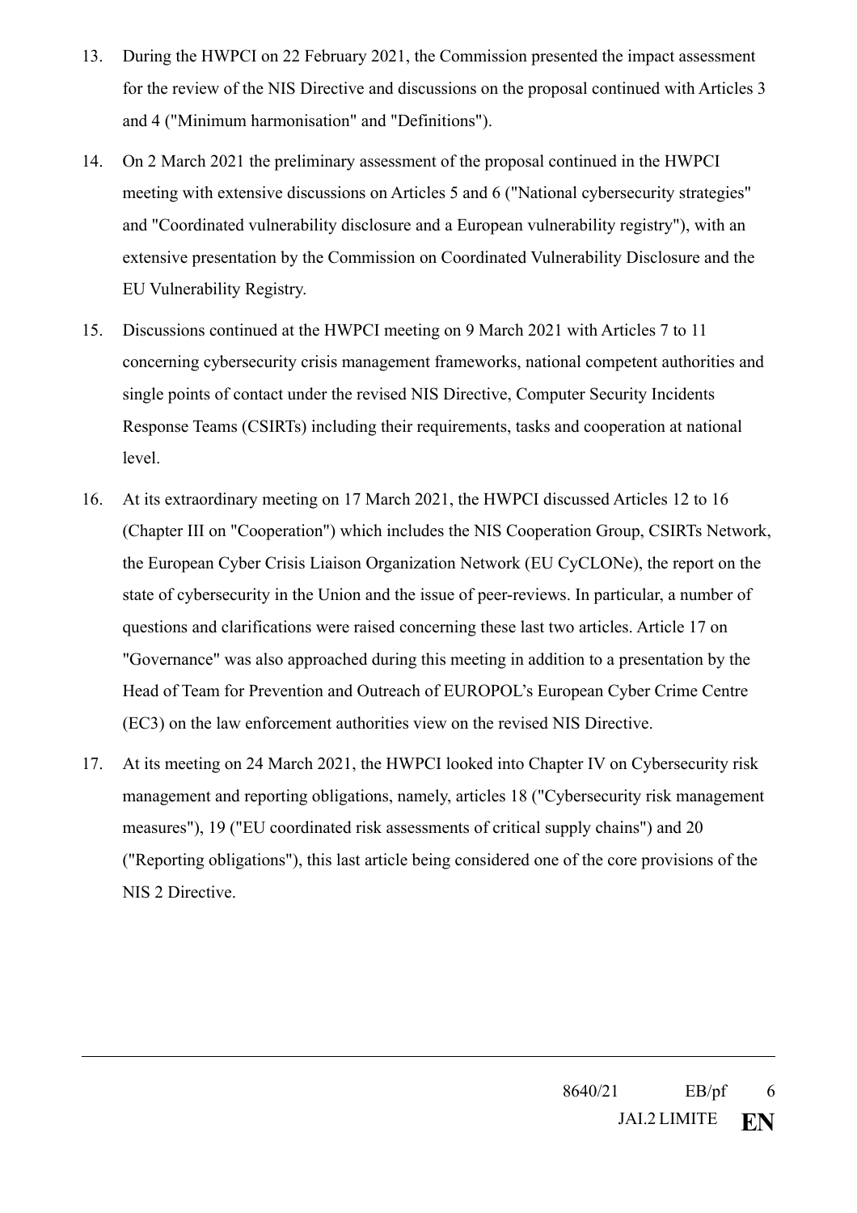13. During the HWPCI on 22 February 2021, the Commission presented the impact assessment for the review of the NIS Directive and discussions on the proposal continued with Articles 3 and 4 ("Minimum harmonisation" and "Definitions").

14. On 2 March 2021 the preliminary assessment of the proposal continued in the HWPCI meeting with extensive discussions on Articles 5 and 6 ("National cybersecurity strategies" and "Coordinated vulnerability disclosure and a European vulnerability registry"), with an extensive presentation by the Commission on Coordinated Vulnerability Disclosure and the EU Vulnerability Registry.

15. Discussions continued at the HWPCI meeting on 9 March 2021 with Articles 7 to 11 concerning cybersecurity crisis management frameworks, national competent authorities and single points of contact under the revised NIS Directive, Computer Security Incidents Response Teams (CSIRTs) including their requirements, tasks and cooperation at national level.

16. At its extraordinary meeting on 17 March 2021, the HWPCI discussed Articles 12 to 16 (Chapter III on "Cooperation") which includes the NIS Cooperation Group, CSIRTs Network, the European Cyber Crisis Liaison Organization Network (EU CyCLONe), the report on the state of cybersecurity in the Union and the issue of peer-reviews. In particular, a number of questions and clarifications were raised concerning these last two articles. Article 17 on "Governance" was also approached during this meeting in addition to a presentation by the Head of Team for Prevention and Outreach of EUROPOL's European Cyber Crime Centre (EC3) on the law enforcement authorities view on the revised NIS Directive.

17. At its meeting on 24 March 2021, the HWPCI looked into Chapter IV on Cybersecurity risk management and reporting obligations, namely, articles 18 ("Cybersecurity risk management measures"), 19 ("EU coordinated risk assessments of critical supply chains") and 20 ("Reporting obligations"), this last article being considered one of the core provisions of the NIS 2 Directive.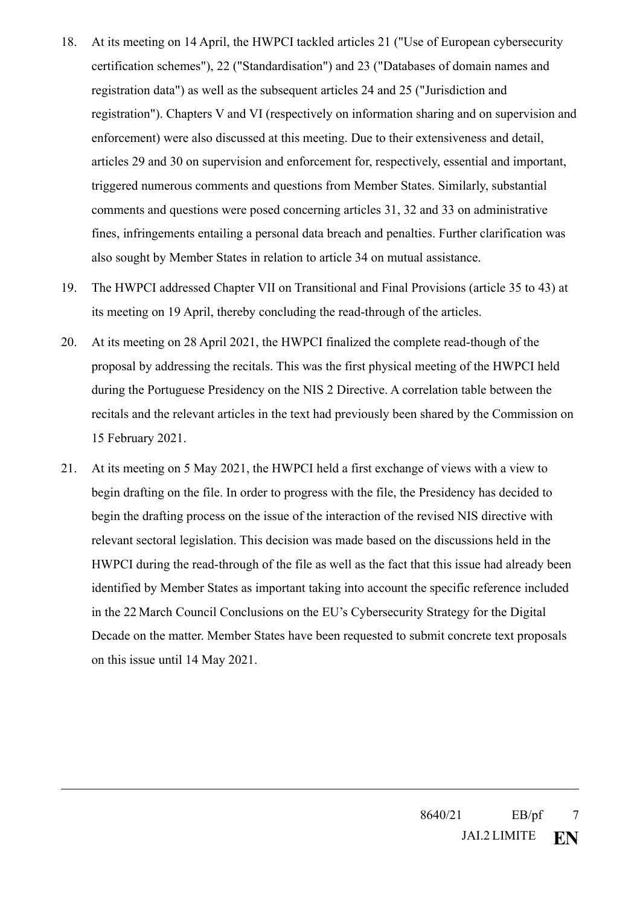18. At its meeting on 14 April, the HWPCI tackled articles 21 ("Use of European cybersecurity certification schemes"), 22 ("Standardisation") and 23 ("Databases of domain names and registration data") as well as the subsequent articles 24 and 25 ("Jurisdiction and registration"). Chapters V and VI (respectively on information sharing and on supervision and enforcement) were also discussed at this meeting. Due to their extensiveness and detail, articles 29 and 30 on supervision and enforcement for, respectively, essential and important, triggered numerous comments and questions from Member States. Similarly, substantial comments and questions were posed concerning articles 31, 32 and 33 on administrative fines, infringements entailing a personal data breach and penalties. Further clarification was also sought by Member States in relation to article 34 on mutual assistance.

19. The HWPCI addressed Chapter VII on Transitional and Final Provisions (article 35 to 43) at its meeting on 19 April, thereby concluding the read-through of the articles.

20. At its meeting on 28 April 2021, the HWPCI finalized the complete read-though of the proposal by addressing the recitals. This was the first physical meeting of the HWPCI held during the Portuguese Presidency on the NIS 2 Directive. A correlation table between the recitals and the relevant articles in the text had previously been shared by the Commission on 15 February 2021.

21. At its meeting on 5 May 2021, the HWPCI held a first exchange of views with a view to begin drafting on the file. In order to progress with the file, the Presidency has decided to begin the drafting process on the issue of the interaction of the revised NIS directive with relevant sectoral legislation. This decision was made based on the discussions held in the HWPCI during the read-through of the file as well as the fact that this issue had already been identified by Member States as important taking into account the specific reference included in the 22 March Council Conclusions on the EU's Cybersecurity Strategy for the Digital Decade on the matter. Member States have been requested to submit concrete text proposals on this issue until 14 May 2021.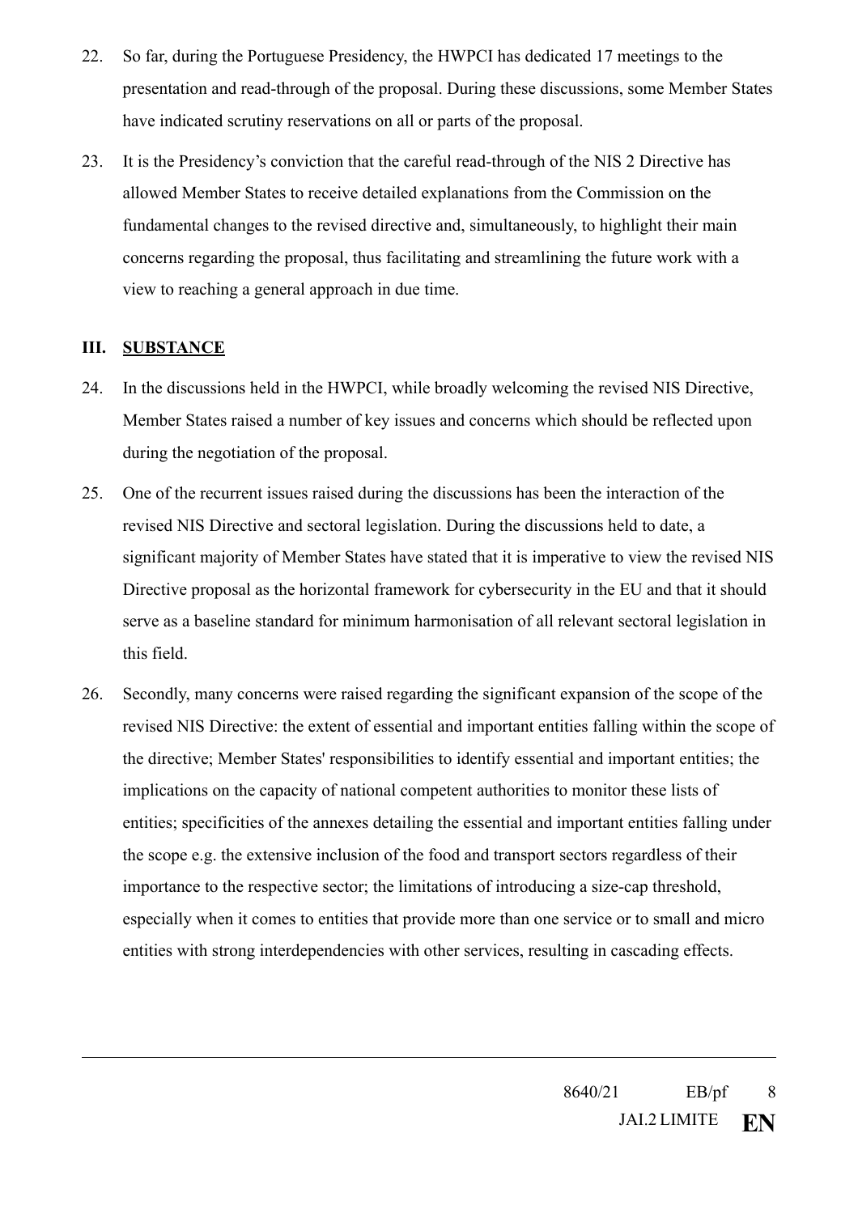22. So far, during the Portuguese Presidency, the HWPCI has dedicated 17 meetings to the presentation and read-through of the proposal. During these discussions, some Member States have indicated scrutiny reservations on all or parts of the proposal.

23. It is the Presidency's conviction that the careful read-through of the NIS 2 Directive has allowed Member States to receive detailed explanations from the Commission on the fundamental changes to the revised directive and, simultaneously, to highlight their main concerns regarding the proposal, thus facilitating and streamlining the future work with a view to reaching a general approach in due time.

## III. SUBSTANCE

24. In the discussions held in the HWPCI, while broadly welcoming the revised NIS Directive, Member States raised a number of key issues and concerns which should be reflected upon during the negotiation of the proposal.

25. One of the recurrent issues raised during the discussions has been the interaction of the revised NIS Directive and sectoral legislation. During the discussions held to date, a significant majority of Member States have stated that it is imperative to view the revised NIS Directive proposal as the horizontal framework for cybersecurity in the EU and that it should serve as a baseline standard for minimum harmonisation of all relevant sectoral legislation in this field.

26. Secondly, many concerns were raised regarding the significant expansion of the scope of the revised NIS Directive: the extent of essential and important entities falling within the scope of the directive; Member States' responsibilities to identify essential and important entities; the implications on the capacity of national competent authorities to monitor these lists of entities; specificities of the annexes detailing the essential and important entities falling under the scope e.g. the extensive inclusion of the food and transport sectors regardless of their importance to the respective sector; the limitations of introducing a size-cap threshold, especially when it comes to entities that provide more than one service or to small and micro entities with strong interdependencies with other services, resulting in cascading effects.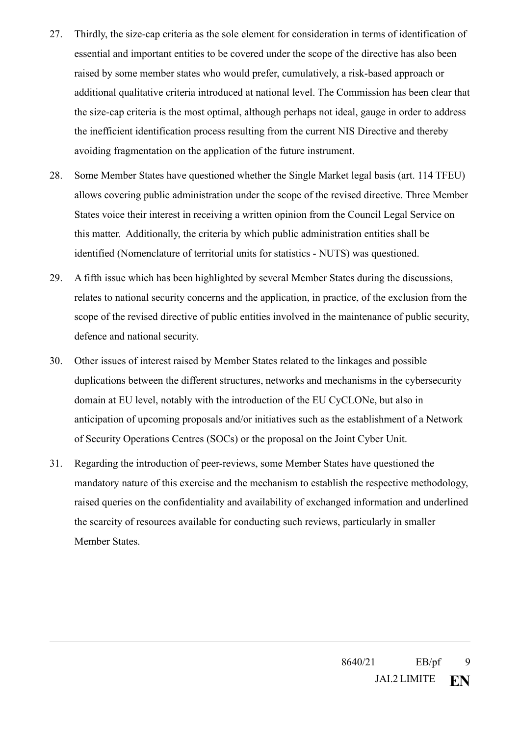27. Thirdly, the size-cap criteria as the sole element for consideration in terms of identification of essential and important entities to be covered under the scope of the directive has also been raised by some member states who would prefer, cumulatively, a risk-based approach or additional qualitative criteria introduced at national level. The Commission has been clear that the size-cap criteria is the most optimal, although perhaps not ideal, gauge in order to address the inefficient identification process resulting from the current NIS Directive and thereby avoiding fragmentation on the application of the future instrument.

28. Some Member States have questioned whether the Single Market legal basis (art. 114 TFEU) allows covering public administration under the scope of the revised directive. Three Member States voice their interest in receiving a written opinion from the Council Legal Service on this matter. Additionally, the criteria by which public administration entities shall be identified (Nomenclature of territorial units for statistics - NUTS) was questioned.

29. A fifth issue which has been highlighted by several Member States during the discussions, relates to national security concerns and the application, in practice, of the exclusion from the scope of the revised directive of public entities involved in the maintenance of public security, defence and national security.

30. Other issues of interest raised by Member States related to the linkages and possible duplications between the different structures, networks and mechanisms in the cybersecurity domain at EU level, notably with the introduction of the EU CyCLONe, but also in anticipation of upcoming proposals and/or initiatives such as the establishment of a Network of Security Operations Centres (SOCs) or the proposal on the Joint Cyber Unit.

31. Regarding the introduction of peer-reviews, some Member States have questioned the mandatory nature of this exercise and the mechanism to establish the respective methodology, raised queries on the confidentiality and availability of exchanged information and underlined the scarcity of resources available for conducting such reviews, particularly in smaller Member States.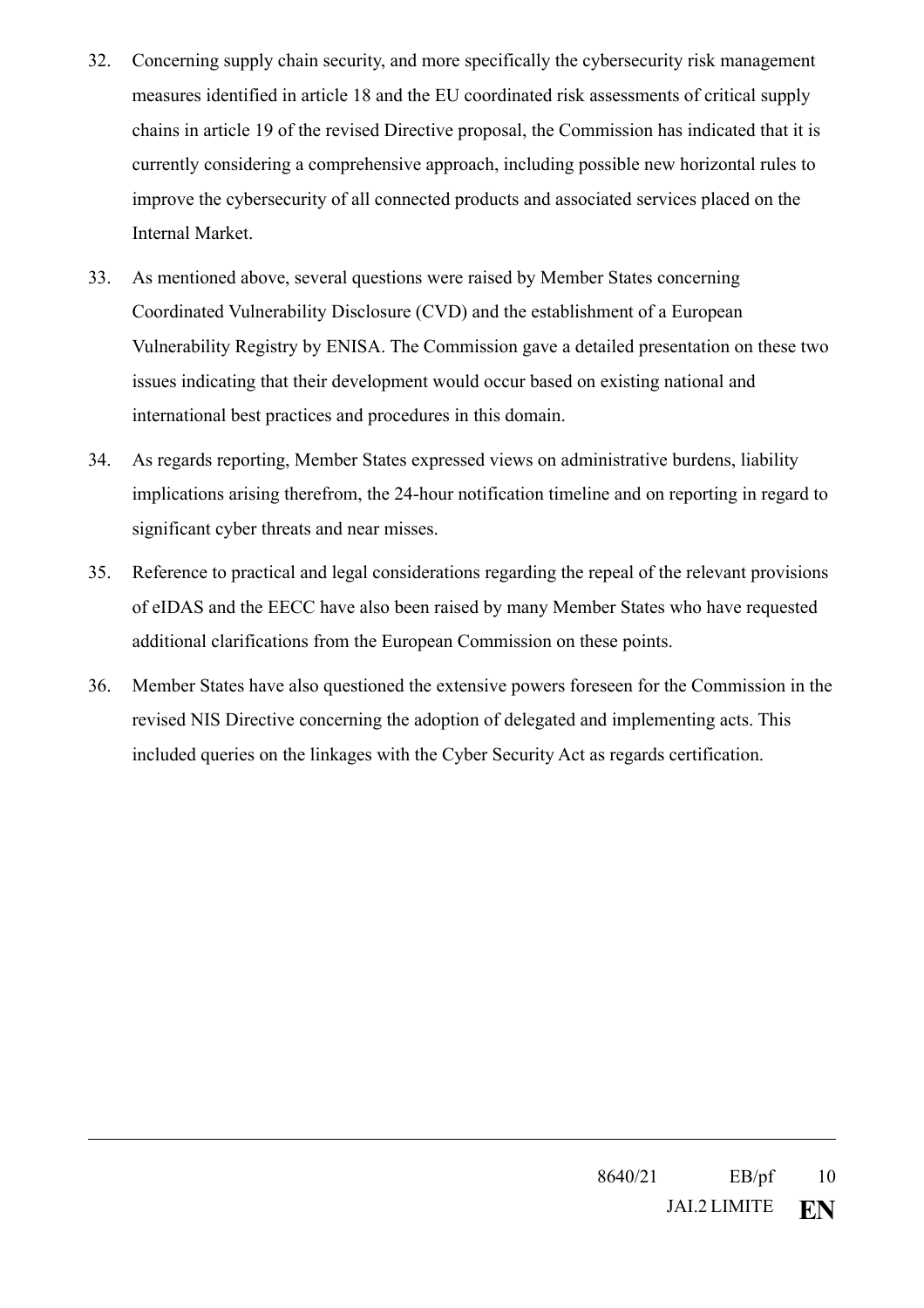32. Concerning supply chain security, and more specifically the cybersecurity risk management measures identified in article 18 and the EU coordinated risk assessments of critical supply chains in article 19 of the revised Directive proposal, the Commission has indicated that it is currently considering a comprehensive approach, including possible new horizontal rules to improve the cybersecurity of all connected products and associated services placed on the Internal Market.

33. As mentioned above, several questions were raised by Member States concerning Coordinated Vulnerability Disclosure (CVD) and the establishment of a European Vulnerability Registry by ENISA. The Commission gave a detailed presentation on these two issues indicating that their development would occur based on existing national and international best practices and procedures in this domain.

34. As regards reporting, Member States expressed views on administrative burdens, liability implications arising therefrom, the 24-hour notification timeline and on reporting in regard to significant cyber threats and near misses.

35. Reference to practical and legal considerations regarding the repeal of the relevant provisions of eIDAS and the EECC have also been raised by many Member States who have requested additional clarifications from the European Commission on these points.

36. Member States have also questioned the extensive powers foreseen for the Commission in the revised NIS Directive concerning the adoption of delegated and implementing acts. This included queries on the linkages with the Cyber Security Act as regards certification.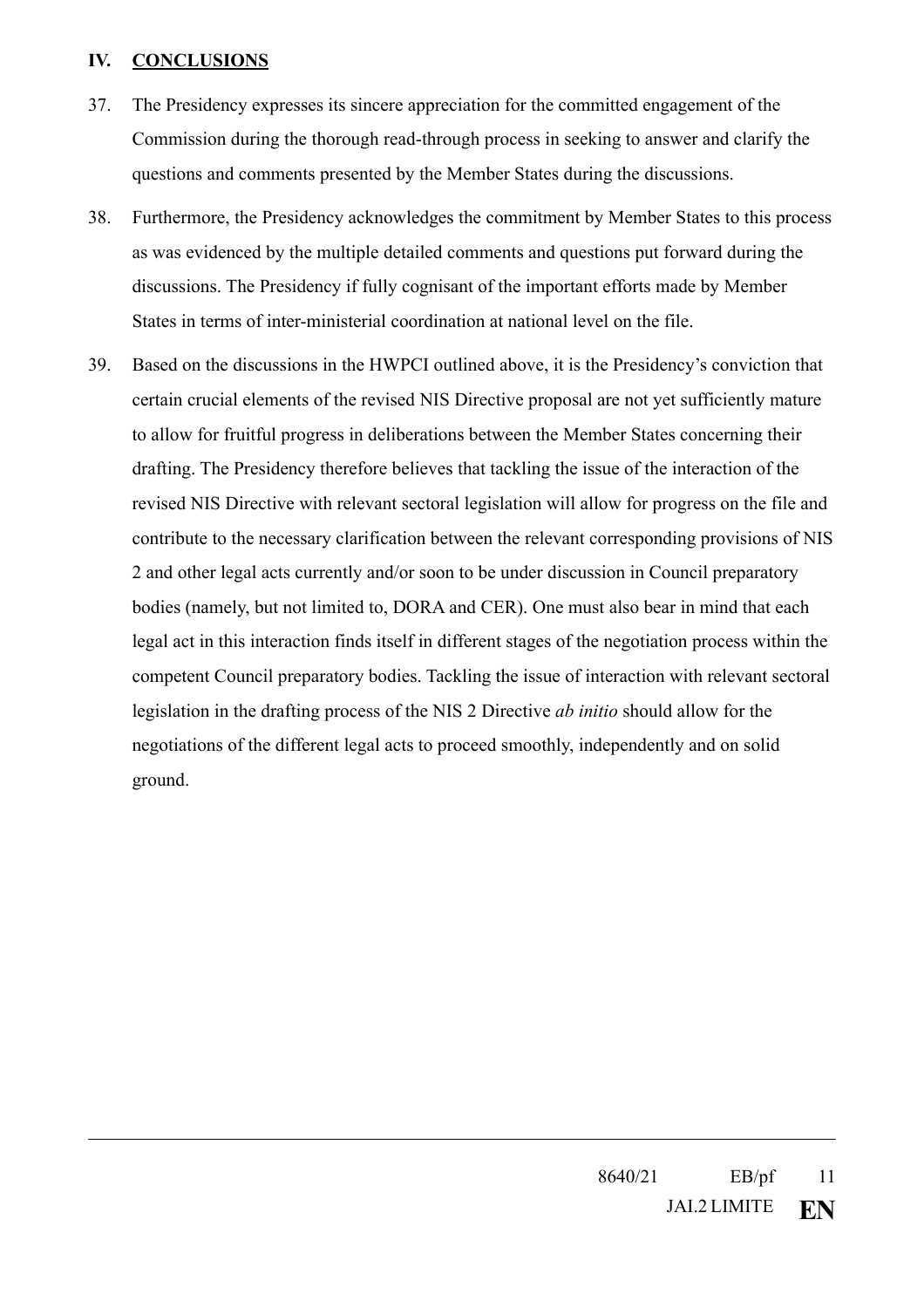## IV. **CONCLUSIONS**

37. The Presidency expresses its sincere appreciation for the committed engagement of the Commission during the thorough read-through process in seeking to answer and clarify the questions and comments presented by the Member States during the discussions.

38. Furthermore, the Presidency acknowledges the commitment by Member States to this process as was evidenced by the multiple detailed comments and questions put forward during the discussions. The Presidency if fully cognisant of the important efforts made by Member States in terms of inter-ministerial coordination at national level on the file.

39. Based on the discussions in the HWPCI outlined above, it is the Presidency's conviction that certain crucial elements of the revised NIS Directive proposal are not yet sufficiently mature to allow for fruitful progress in deliberations between the Member States concerning their drafting. The Presidency therefore believes that tackling the issue of the interaction of the revised NIS Directive with relevant sectoral legislation will allow for progress on the file and contribute to the necessary clarification between the relevant corresponding provisions of NIS 2 and other legal acts currently and/or soon to be under discussion in Council preparatory bodies (namely, but not limited to, DORA and CER). One must also bear in mind that each legal act in this interaction finds itself in different stages of the negotiation process within the competent Council preparatory bodies. Tackling the issue of interaction with relevant sectoral legislation in the drafting process of the NIS 2 Directive *ab initio* should allow for the negotiations of the different legal acts to proceed smoothly, independently and on solid ground.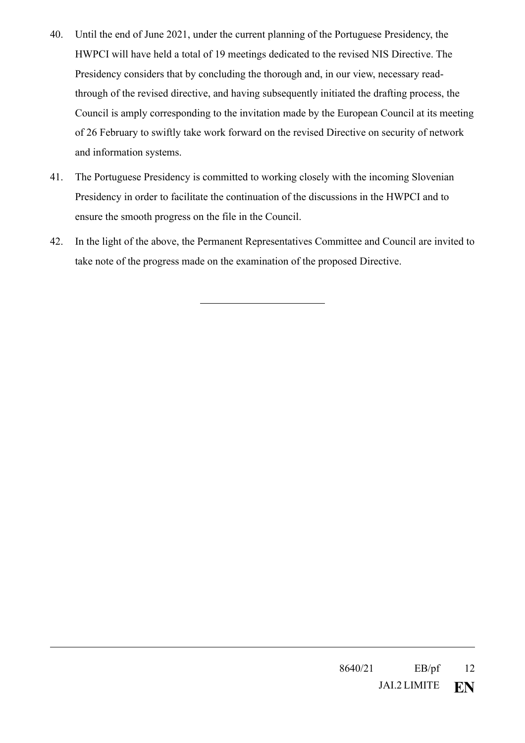40. Until the end of June 2021, under the current planning of the Portuguese Presidency, the HWPCI will have held a total of 19 meetings dedicated to the revised NIS Directive. The Presidency considers that by concluding the thorough and, in our view, necessary read-through of the revised directive, and having subsequently initiated the drafting process, the Council is amply corresponding to the invitation made by the European Council at its meeting of 26 February to swiftly take work forward on the revised Directive on security of network and information systems.

41. The Portuguese Presidency is committed to working closely with the incoming Slovenian Presidency in order to facilitate the continuation of the discussions in the HWPCI and to ensure the smooth progress on the file in the Council.

42. In the light of the above, the Permanent Representatives Committee and Council are invited to take note of the progress made on the examination of the proposed Directive.